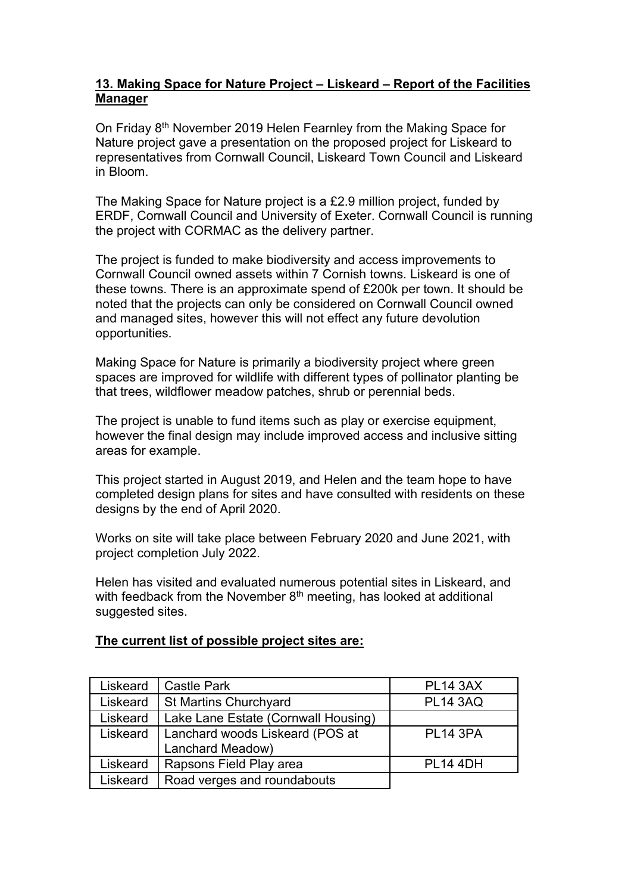**13. Making Space for Nature Project – Liskeard – Report of the Facilities Manager**

On Friday 8th November 2019 Helen Fearnley from the Making Space for Nature project gave a presentation on the proposed project for Liskeard to representatives from Cornwall Council, Liskeard Town Council and Liskeard in Bloom.

The Making Space for Nature project is a £2.9 million project, funded by ERDF, Cornwall Council and University of Exeter. Cornwall Council is running the project with CORMAC as the delivery partner.

The project is funded to make biodiversity and access improvements to Cornwall Council owned assets within 7 Cornish towns. Liskeard is one of these towns. There is an approximate spend of £200k per town. It should be noted that the projects can only be considered on Cornwall Council owned and managed sites, however this will not effect any future devolution opportunities.

Making Space for Nature is primarily a biodiversity project where green spaces are improved for wildlife with different types of pollinator planting be that trees, wildflower meadow patches, shrub or perennial beds.

The project is unable to fund items such as play or exercise equipment, however the final design may include improved access and inclusive sitting areas for example.

This project started in August 2019, and Helen and the team hope to have completed design plans for sites and have consulted with residents on these designs by the end of April 2020.

Works on site will take place between February 2020 and June 2021, with project completion July 2022.

Helen has visited and evaluated numerous potential sites in Liskeard, and with feedback from the November 8th meeting, has looked at additional suggested sites.

**The current list of possible project sites are:**

| | | |
|---|---|---|
| Liskeard | Castle Park | PL14 3AX |
| Liskeard | St Martins Churchyard | PL14 3AQ |
| Liskeard | Lake Lane Estate (Cornwall Housing) | |
| Liskeard | Lanchard woods Liskeard (POS at Lanchard Meadow) | PL14 3PA |
| Liskeard | Rapsons Field Play area | PL14 4DH |
| Liskeard | Road verges and roundabouts | |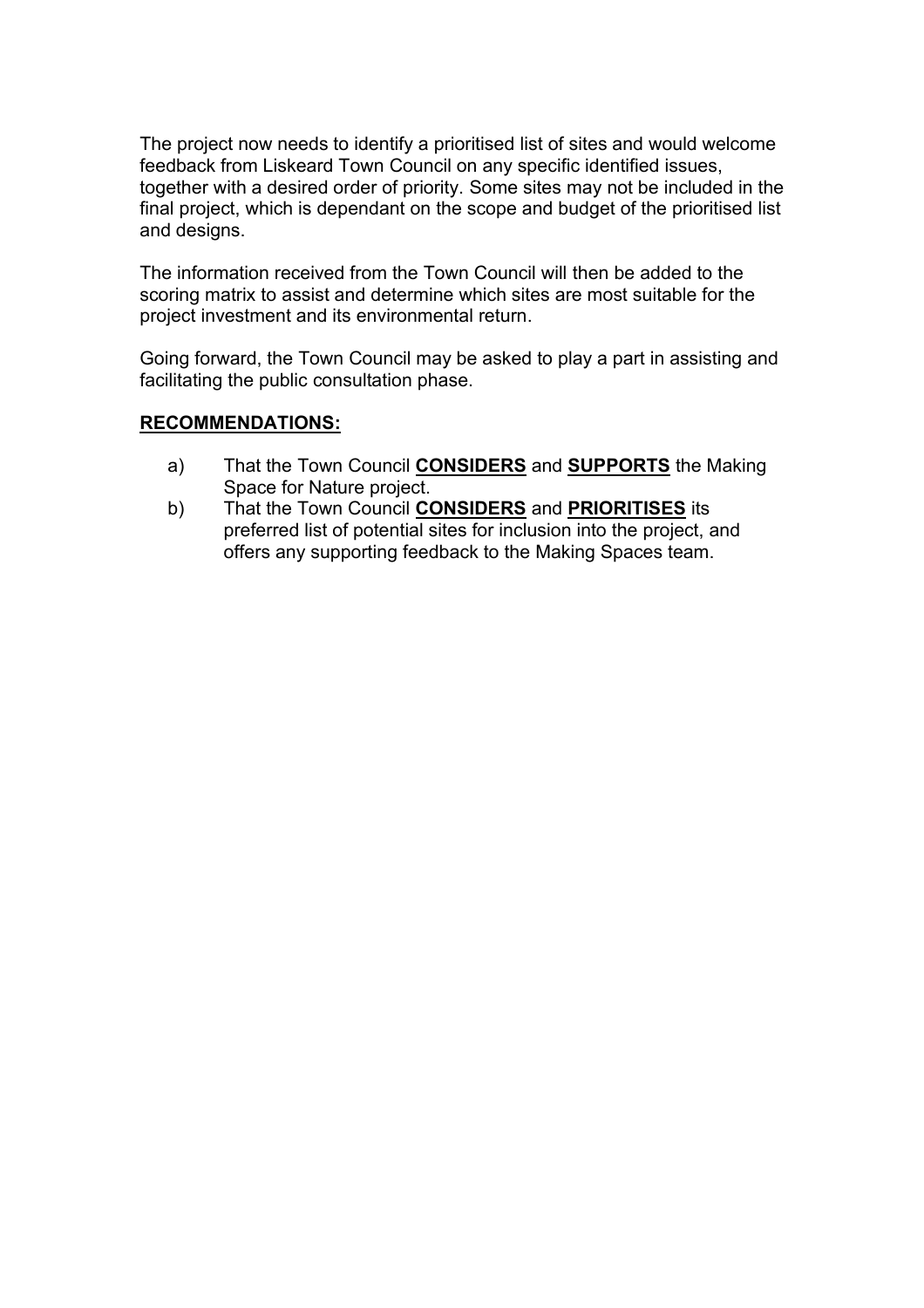The project now needs to identify a prioritised list of sites and would welcome feedback from Liskeard Town Council on any specific identified issues, together with a desired order of priority. Some sites may not be included in the final project, which is dependant on the scope and budget of the prioritised list and designs.

The information received from the Town Council will then be added to the scoring matrix to assist and determine which sites are most suitable for the project investment and its environmental return.

Going forward, the Town Council may be asked to play a part in assisting and facilitating the public consultation phase.

**RECOMMENDATIONS:**

a) That the Town Council **CONSIDERS** and **SUPPORTS** the Making Space for Nature project.

b) That the Town Council **CONSIDERS** and **PRIORITISES** its preferred list of potential sites for inclusion into the project, and offers any supporting feedback to the Making Spaces team.